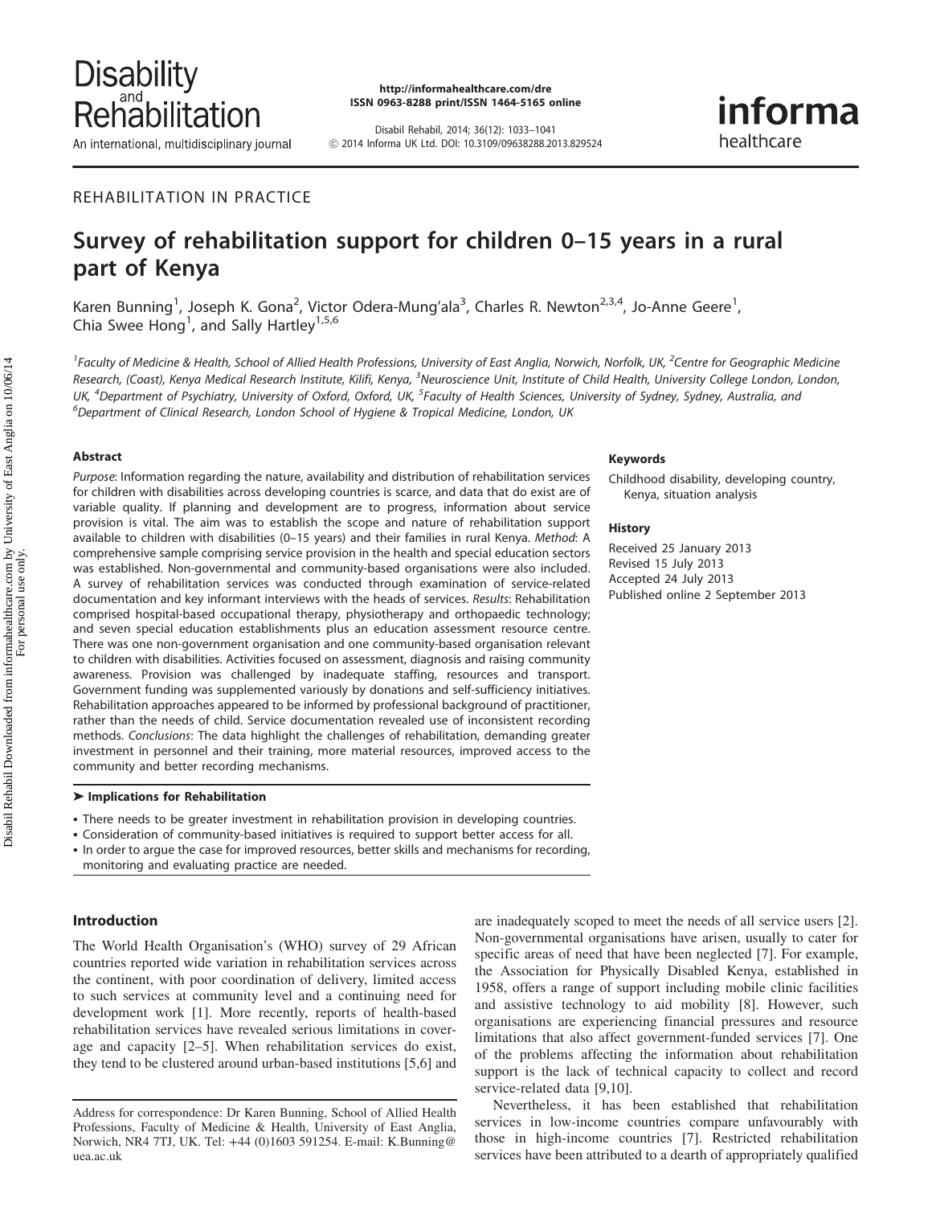REHABILITATION IN PRACTICE

# Survey of rehabilitation support for children 0–15 years in a rural part of Kenya

Karen Bunning[1], Joseph K. Gona[2], Victor Odera-Mung'ala[3], Charles R. Newton[2,3,4], Jo-Anne Geere[1], Chia Swee Hong[1], and Sally Hartley[1,5,6]

[1]Faculty of Medicine & Health, School of Allied Health Professions, University of East Anglia, Norwich, Norfolk, UK, [2]Centre for Geographic Medicine Research, (Coast), Kenya Medical Research Institute, Kilifi, Kenya, [3]Neuroscience Unit, Institute of Child Health, University College London, London, UK, [4]Department of Psychiatry, University of Oxford, Oxford, UK, [5]Faculty of Health Sciences, University of Sydney, Sydney, Australia, and [6]Department of Clinical Research, London School of Hygiene & Tropical Medicine, London, UK

### Abstract

*Purpose*: Information regarding the nature, availability and distribution of rehabilitation services for children with disabilities across developing countries is scarce, and data that do exist are of variable quality. If planning and development are to progress, information about service provision is vital. The aim was to establish the scope and nature of rehabilitation support available to children with disabilities (0–15 years) and their families in rural Kenya. *Method*: A comprehensive sample comprising service provision in the health and special education sectors was established. Non-governmental and community-based organisations were also included. A survey of rehabilitation services was conducted through examination of service-related documentation and key informant interviews with the heads of services. *Results*: Rehabilitation comprised hospital-based occupational therapy, physiotherapy and orthopaedic technology; and seven special education establishments plus an education assessment resource centre. There was one non-government organisation and one community-based organisation relevant to children with disabilities. Activities focused on assessment, diagnosis and raising community awareness. Provision was challenged by inadequate staffing, resources and transport. Government funding was supplemented variously by donations and self-sufficiency initiatives. Rehabilitation approaches appeared to be informed by professional background of practitioner, rather than the needs of child. Service documentation revealed use of inconsistent recording methods. *Conclusions*: The data highlight the challenges of rehabilitation, demanding greater investment in personnel and their training, more material resources, improved access to the community and better recording mechanisms.

### Keywords

Childhood disability, developing country, Kenya, situation analysis

### History

Received 25 January 2013
Revised 15 July 2013
Accepted 24 July 2013
Published online 2 September 2013

### ➤ Implications for Rehabilitation

- There needs to be greater investment in rehabilitation provision in developing countries.
- Consideration of community-based initiatives is required to support better access for all.
- In order to argue the case for improved resources, better skills and mechanisms for recording, monitoring and evaluating practice are needed.

## Introduction

The World Health Organisation's (WHO) survey of 29 African countries reported wide variation in rehabilitation services across the continent, with poor coordination of delivery, limited access to such services at community level and a continuing need for development work [1]. More recently, reports of health-based rehabilitation services have revealed serious limitations in coverage and capacity [2–5]. When rehabilitation services do exist, they tend to be clustered around urban-based institutions [5,6] and are inadequately scoped to meet the needs of all service users [2]. Non-governmental organisations have arisen, usually to cater for specific areas of need that have been neglected [7]. For example, the Association for Physically Disabled Kenya, established in 1958, offers a range of support including mobile clinic facilities and assistive technology to aid mobility [8]. However, such organisations are experiencing financial pressures and resource limitations that also affect government-funded services [7]. One of the problems affecting the information about rehabilitation support is the lack of technical capacity to collect and record service-related data [9,10].

Nevertheless, it has been established that rehabilitation services in low-income countries compare unfavourably with those in high-income countries [7]. Restricted rehabilitation services have been attributed to a dearth of appropriately qualified

Address for correspondence: Dr Karen Bunning, School of Allied Health Professions, Faculty of Medicine & Health, University of East Anglia, Norwich, NR4 7TJ, UK. Tel: +44 (0)1603 591254. E-mail: K.Bunning@uea.ac.uk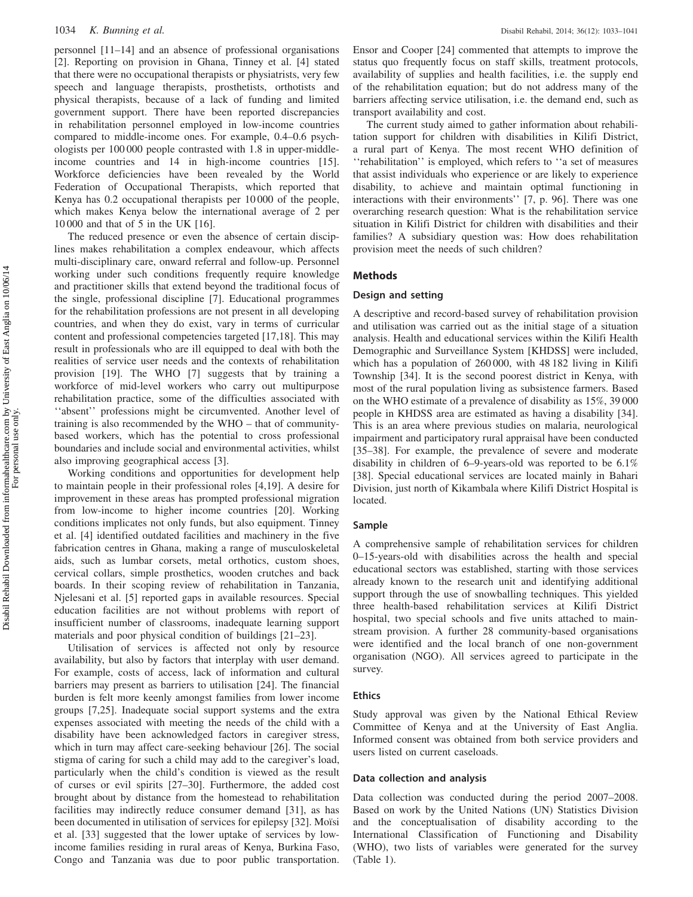personnel [11–14] and an absence of professional organisations [2]. Reporting on provision in Ghana, Tinney et al. [4] stated that there were no occupational therapists or physiatrists, very few speech and language therapists, prosthetists, orthotists and physical therapists, because of a lack of funding and limited government support. There have been reported discrepancies in rehabilitation personnel employed in low-income countries compared to middle-income ones. For example, 0.4–0.6 psychologists per 100 000 people contrasted with 1.8 in upper-middle-income countries and 14 in high-income countries [15]. Workforce deficiencies have been revealed by the World Federation of Occupational Therapists, which reported that Kenya has 0.2 occupational therapists per 10 000 of the people, which makes Kenya below the international average of 2 per 10 000 and that of 5 in the UK [16].

The reduced presence or even the absence of certain disciplines makes rehabilitation a complex endeavour, which affects multi-disciplinary care, onward referral and follow-up. Personnel working under such conditions frequently require knowledge and practitioner skills that extend beyond the traditional focus of the single, professional discipline [7]. Educational programmes for the rehabilitation professions are not present in all developing countries, and when they do exist, vary in terms of curricular content and professional competencies targeted [17,18]. This may result in professionals who are ill equipped to deal with both the realities of service user needs and the contexts of rehabilitation provision [19]. The WHO [7] suggests that by training a workforce of mid-level workers who carry out multipurpose rehabilitation practice, some of the difficulties associated with ''absent'' professions might be circumvented. Another level of training is also recommended by the WHO – that of community-based workers, which has the potential to cross professional boundaries and include social and environmental activities, whilst also improving geographical access [3].

Working conditions and opportunities for development help to maintain people in their professional roles [4,19]. A desire for improvement in these areas has prompted professional migration from low-income to higher income countries [20]. Working conditions implicates not only funds, but also equipment. Tinney et al. [4] identified outdated facilities and machinery in the five fabrication centres in Ghana, making a range of musculoskeletal aids, such as lumbar corsets, metal orthotics, custom shoes, cervical collars, simple prosthetics, wooden crutches and back boards. In their scoping review of rehabilitation in Tanzania, Njelesani et al. [5] reported gaps in available resources. Special education facilities are not without problems with report of insufficient number of classrooms, inadequate learning support materials and poor physical condition of buildings [21–23].

Utilisation of services is affected not only by resource availability, but also by factors that interplay with user demand. For example, costs of access, lack of information and cultural barriers may present as barriers to utilisation [24]. The financial burden is felt more keenly amongst families from lower income groups [7,25]. Inadequate social support systems and the extra expenses associated with meeting the needs of the child with a disability have been acknowledged factors in caregiver stress, which in turn may affect care-seeking behaviour [26]. The social stigma of caring for such a child may add to the caregiver's load, particularly when the child's condition is viewed as the result of curses or evil spirits [27–30]. Furthermore, the added cost brought about by distance from the homestead to rehabilitation facilities may indirectly reduce consumer demand [31], as has been documented in utilisation of services for epilepsy [32]. Moïsi et al. [33] suggested that the lower uptake of services by low-income families residing in rural areas of Kenya, Burkina Faso, Congo and Tanzania was due to poor public transportation. Ensor and Cooper [24] commented that attempts to improve the status quo frequently focus on staff skills, treatment protocols, availability of supplies and health facilities, i.e. the supply end of the rehabilitation equation; but do not address many of the barriers affecting service utilisation, i.e. the demand end, such as transport availability and cost.

The current study aimed to gather information about rehabilitation support for children with disabilities in Kilifi District, a rural part of Kenya. The most recent WHO definition of ''rehabilitation'' is employed, which refers to ''a set of measures that assist individuals who experience or are likely to experience disability, to achieve and maintain optimal functioning in interactions with their environments'' [7, p. 96]. There was one overarching research question: What is the rehabilitation service situation in Kilifi District for children with disabilities and their families? A subsidiary question was: How does rehabilitation provision meet the needs of such children?

## Methods

### Design and setting

A descriptive and record-based survey of rehabilitation provision and utilisation was carried out as the initial stage of a situation analysis. Health and educational services within the Kilifi Health Demographic and Surveillance System [KHDSS] were included, which has a population of 260 000, with 48 182 living in Kilifi Township [34]. It is the second poorest district in Kenya, with most of the rural population living as subsistence farmers. Based on the WHO estimate of a prevalence of disability as 15%, 39 000 people in KHDSS area are estimated as having a disability [34]. This is an area where previous studies on malaria, neurological impairment and participatory rural appraisal have been conducted [35–38]. For example, the prevalence of severe and moderate disability in children of 6–9-years-old was reported to be 6.1% [38]. Special educational services are located mainly in Bahari Division, just north of Kikambala where Kilifi District Hospital is located.

### Sample

A comprehensive sample of rehabilitation services for children 0–15-years-old with disabilities across the health and special educational sectors was established, starting with those services already known to the research unit and identifying additional support through the use of snowballing techniques. This yielded three health-based rehabilitation services at Kilifi District hospital, two special schools and five units attached to mainstream provision. A further 28 community-based organisations were identified and the local branch of one non-government organisation (NGO). All services agreed to participate in the survey.

### Ethics

Study approval was given by the National Ethical Review Committee of Kenya and at the University of East Anglia. Informed consent was obtained from both service providers and users listed on current caseloads.

### Data collection and analysis

Data collection was conducted during the period 2007–2008. Based on work by the United Nations (UN) Statistics Division and the conceptualisation of disability according to the International Classification of Functioning and Disability (WHO), two lists of variables were generated for the survey (Table 1).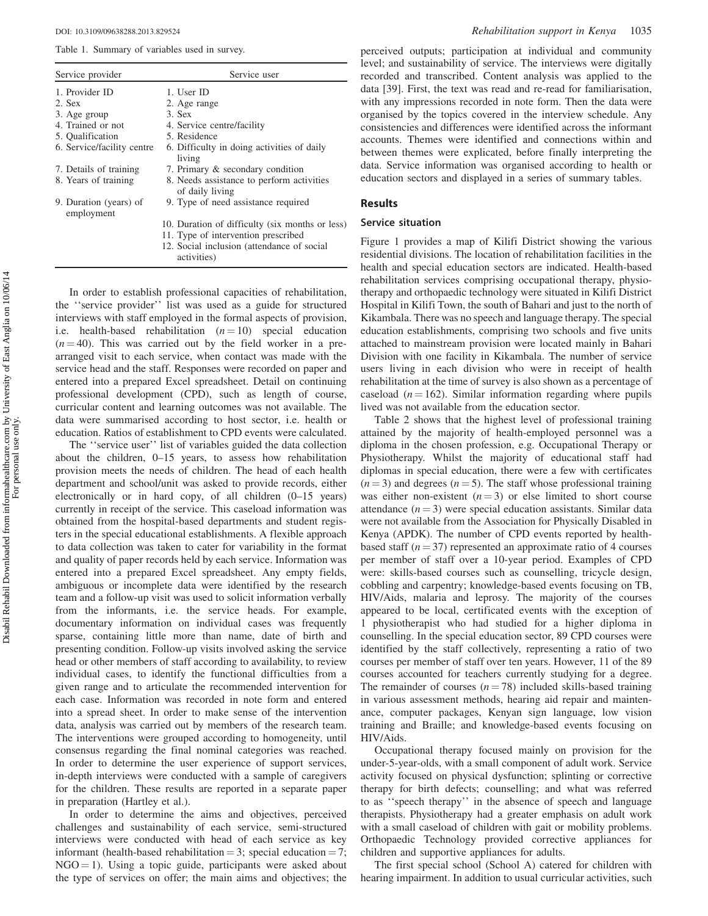Table 1. Summary of variables used in survey.

| Service provider | Service user |
|---|---|
| 1. Provider ID | 1. User ID |
| 2. Sex | 2. Age range |
| 3. Age group | 3. Sex |
| 4. Trained or not | 4. Service centre/facility |
| 5. Qualification | 5. Residence |
| 6. Service/facility centre | 6. Difficulty in doing activities of daily living |
| 7. Details of training | 7. Primary & secondary condition |
| 8. Years of training | 8. Needs assistance to perform activities of daily living |
| 9. Duration (years) of employment | 9. Type of need assistance required |
| | 10. Duration of difficulty (six months or less) |
| | 11. Type of intervention prescribed |
| | 12. Social inclusion (attendance of social activities) |

In order to establish professional capacities of rehabilitation, the ''service provider'' list was used as a guide for structured interviews with staff employed in the formal aspects of provision, i.e. health-based rehabilitation ($n = 10$) special education ($n = 40$). This was carried out by the field worker in a pre-arranged visit to each service, when contact was made with the service head and the staff. Responses were recorded on paper and entered into a prepared Excel spreadsheet. Detail on continuing professional development (CPD), such as length of course, curricular content and learning outcomes was not available. The data were summarised according to host sector, i.e. health or education. Ratios of establishment to CPD events were calculated.

The ''service user'' list of variables guided the data collection about the children, 0–15 years, to assess how rehabilitation provision meets the needs of children. The head of each health department and school/unit was asked to provide records, either electronically or in hard copy, of all children (0–15 years) currently in receipt of the service. This caseload information was obtained from the hospital-based departments and student registers in the special educational establishments. A flexible approach to data collection was taken to cater for variability in the format and quality of paper records held by each service. Information was entered into a prepared Excel spreadsheet. Any empty fields, ambiguous or incomplete data were identified by the research team and a follow-up visit was used to solicit information verbally from the informants, i.e. the service heads. For example, documentary information on individual cases was frequently sparse, containing little more than name, date of birth and presenting condition. Follow-up visits involved asking the service head or other members of staff according to availability, to review individual cases, to identify the functional difficulties from a given range and to articulate the recommended intervention for each case. Information was recorded in note form and entered into a spread sheet. In order to make sense of the intervention data, analysis was carried out by members of the research team. The interventions were grouped according to homogeneity, until consensus regarding the final nominal categories was reached. In order to determine the user experience of support services, in-depth interviews were conducted with a sample of caregivers for the children. These results are reported in a separate paper in preparation (Hartley et al.).

In order to determine the aims and objectives, perceived challenges and sustainability of each service, semi-structured interviews were conducted with head of each service as key informant (health-based rehabilitation = 3; special education = 7; NGO = 1). Using a topic guide, participants were asked about the type of services on offer; the main aims and objectives; the perceived outputs; participation at individual and community level; and sustainability of service. The interviews were digitally recorded and transcribed. Content analysis was applied to the data [39]. First, the text was read and re-read for familiarisation, with any impressions recorded in note form. Then the data were organised by the topics covered in the interview schedule. Any consistencies and differences were identified across the informant accounts. Themes were identified and connections within and between themes were explicated, before finally interpreting the data. Service information was organised according to health or education sectors and displayed in a series of summary tables.

## Results

### Service situation

Figure 1 provides a map of Kilifi District showing the various residential divisions. The location of rehabilitation facilities in the health and special education sectors are indicated. Health-based rehabilitation services comprising occupational therapy, physiotherapy and orthopaedic technology were situated in Kilifi District Hospital in Kilifi Town, the south of Bahari and just to the north of Kikambala. There was no speech and language therapy. The special education establishments, comprising two schools and five units attached to mainstream provision were located mainly in Bahari Division with one facility in Kikambala. The number of service users living in each division who were in receipt of health rehabilitation at the time of survey is also shown as a percentage of caseload ($n = 162$). Similar information regarding where pupils lived was not available from the education sector.

Table 2 shows that the highest level of professional training attained by the majority of health-employed personnel was a diploma in the chosen profession, e.g. Occupational Therapy or Physiotherapy. Whilst the majority of educational staff had diplomas in special education, there were a few with certificates ($n = 3$) and degrees ($n = 5$). The staff whose professional training was either non-existent ($n = 3$) or else limited to short course attendance ($n = 3$) were special education assistants. Similar data were not available from the Association for Physically Disabled in Kenya (APDK). The number of CPD events reported by health-based staff ($n = 37$) represented an approximate ratio of 4 courses per member of staff over a 10-year period. Examples of CPD were: skills-based courses such as counselling, tricycle design, cobbling and carpentry; knowledge-based events focusing on TB, HIV/Aids, malaria and leprosy. The majority of the courses appeared to be local, certificated events with the exception of 1 physiotherapist who had studied for a higher diploma in counselling. In the special education sector, 89 CPD courses were identified by the staff collectively, representing a ratio of two courses per member of staff over ten years. However, 11 of the 89 courses accounted for teachers currently studying for a degree. The remainder of courses ($n = 78$) included skills-based training in various assessment methods, hearing aid repair and maintenance, computer packages, Kenyan sign language, low vision training and Braille; and knowledge-based events focusing on HIV/Aids.

Occupational therapy focused mainly on provision for the under-5-year-olds, with a small component of adult work. Service activity focused on physical dysfunction; splinting or corrective therapy for birth defects; counselling; and what was referred to as ''speech therapy'' in the absence of speech and language therapists. Physiotherapy had a greater emphasis on adult work with a small caseload of children with gait or mobility problems. Orthopaedic Technology provided corrective appliances for children and supportive appliances for adults.

The first special school (School A) catered for children with hearing impairment. In addition to usual curricular activities, such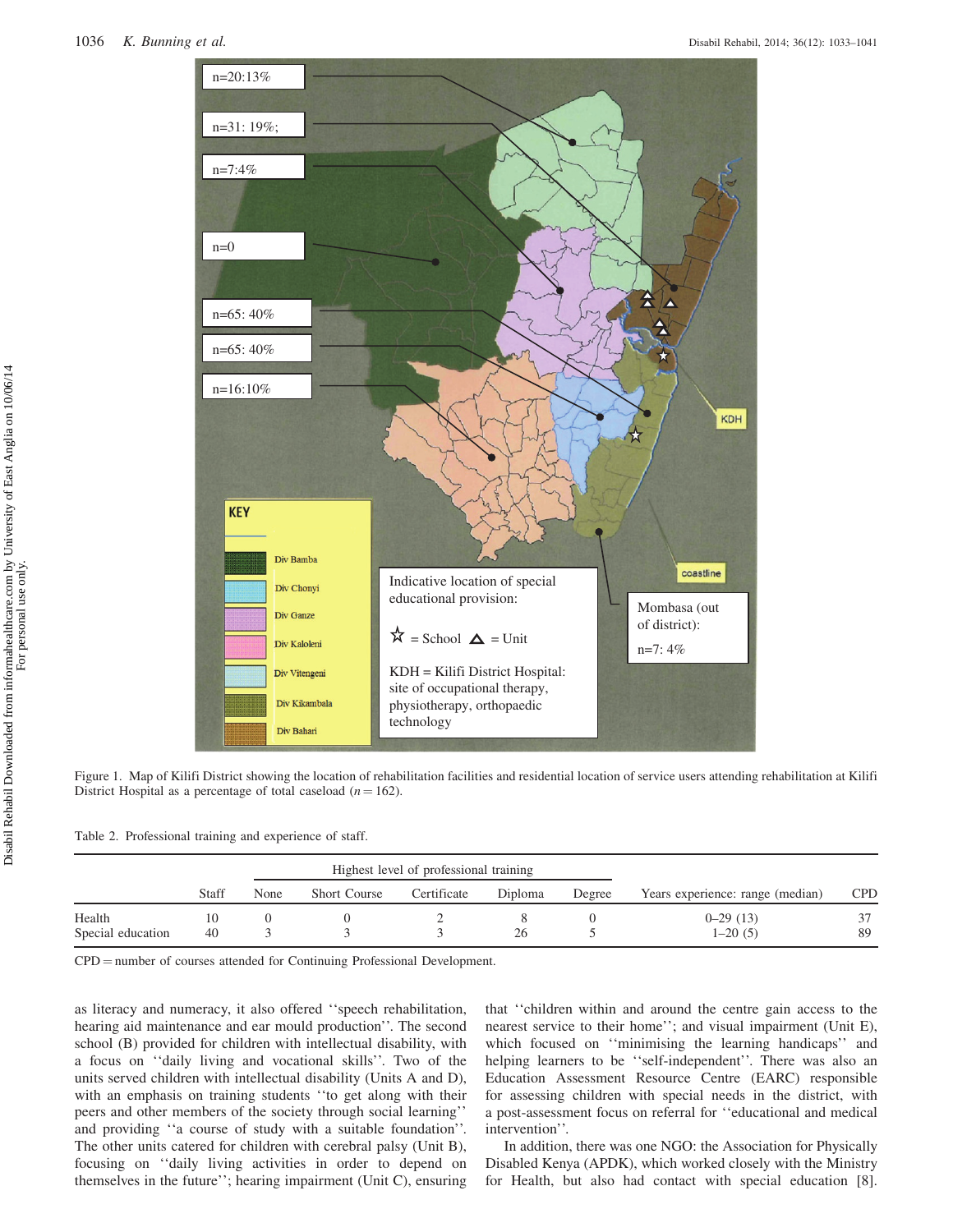Figure 1. Map of Kilifi District showing the location of rehabilitation facilities and residential location of service users attending rehabilitation at Kilifi District Hospital as a percentage of total caseload ($n = 162$).

Table 2. Professional training and experience of staff.

| | Staff | Highest level of professional training | | | | | Years experience: range (median) | CPD |
|---|---|---|---|---|---|---|---|---|
| | | None | Short Course | Certificate | Diploma | Degree | | |
| Health | 10 | 0 | 0 | 2 | 8 | 0 | 0–29 (13) | 37 |
| Special education | 40 | 3 | 3 | 3 | 26 | 5 | 1–20 (5) | 89 |

CPD = number of courses attended for Continuing Professional Development.

as literacy and numeracy, it also offered ''speech rehabilitation, hearing aid maintenance and ear mould production''. The second school (B) provided for children with intellectual disability, with a focus on ''daily living and vocational skills''. Two of the units served children with intellectual disability (Units A and D), with an emphasis on training students ''to get along with their peers and other members of the society through social learning'' and providing ''a course of study with a suitable foundation''. The other units catered for children with cerebral palsy (Unit B), focusing on ''daily living activities in order to depend on themselves in the future''; hearing impairment (Unit C), ensuring that ''children within and around the centre gain access to the nearest service to their home''; and visual impairment (Unit E), which focused on ''minimising the learning handicaps'' and helping learners to be ''self-independent''. There was also an Education Assessment Resource Centre (EARC) responsible for assessing children with special needs in the district, with a post-assessment focus on referral for ''educational and medical intervention''.

In addition, there was one NGO: the Association for Physically Disabled Kenya (APDK), which worked closely with the Ministry for Health, but also had contact with special education [8].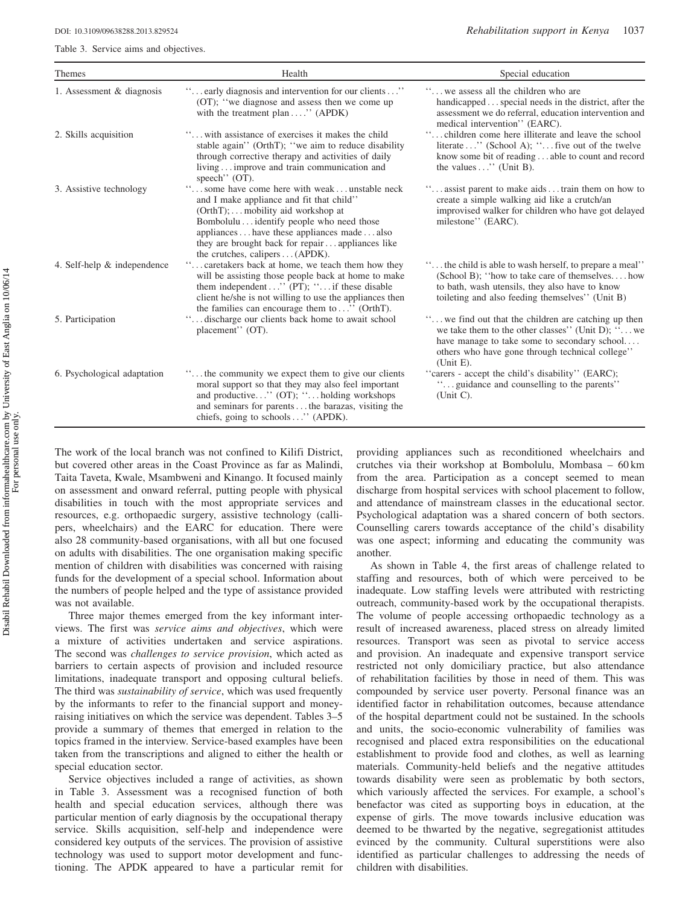Table 3. Service aims and objectives.

| Themes | Health | Special education |
| --- | --- | --- |
| 1. Assessment & diagnosis | ''. . . early diagnosis and intervention for our clients . . .'' (OT); ''we diagnose and assess then we come up with the treatment plan . . . .'' (APDK) | ''. . . we assess all the children who are handicapped . . . special needs in the district, after the assessment we do referral, education intervention and medical intervention'' (EARC). |
| 2. Skills acquisition | ''. . . with assistance of exercises it makes the child stable again'' (OrthT); ''we aim to reduce disability through corrective therapy and activities of daily living . . . improve and train communication and speech'' (OT). | ''. . . children come here illiterate and leave the school literate . . .'' (School A); ''. . . five out of the twelve know some bit of reading . . . able to count and record the values . . .'' (Unit B). |
| 3. Assistive technology | ''. . . some have come here with weak . . . unstable neck and I make appliance and fit that child'' (OrthT); . . . mobility aid workshop at Bombolulu . . . identify people who need those appliances . . . have these appliances made . . . also they are brought back for repair . . . appliances like the crutches, calipers . . . (APDK). | ''. . . assist parent to make aids . . . train them on how to create a simple walking aid like a crutch/an improvised walker for children who have got delayed milestone'' (EARC). |
| 4. Self-help & independence | ''. . . caretakers back at home, we teach them how they will be assisting those people back at home to make them independent . . .'' (PT); ''. . . if these disable client he/she is not willing to use the appliances then the families can encourage them to . . .'' (OrthT). | ''. . . the child is able to wash herself, to prepare a meal'' (School B); ''how to take care of themselves. . . . how to bath, wash utensils, they also have to know toileting and also feeding themselves'' (Unit B) |
| 5. Participation | ''. . . discharge our clients back home to await school placement'' (OT). | ''. . . we find out that the children are catching up then we take them to the other classes'' (Unit D); ''. . . we have manage to take some to secondary school. . . . others who have gone through technical college'' (Unit E). |
| 6. Psychological adaptation | ''. . . the community we expect them to give our clients moral support so that they may also feel important and productive. . .'' (OT); ''. . . holding workshops and seminars for parents . . . the barazas, visiting the chiefs, going to schools . . .'' (APDK). | ''carers - accept the child's disability'' (EARC); ''. . . guidance and counselling to the parents'' (Unit C). |

The work of the local branch was not confined to Kilifi District, but covered other areas in the Coast Province as far as Malindi, Taita Taveta, Kwale, Msambweni and Kinango. It focused mainly on assessment and onward referral, putting people with physical disabilities in touch with the most appropriate services and resources, e.g. orthopaedic surgery, assistive technology (callipers, wheelchairs) and the EARC for education. There were also 28 community-based organisations, with all but one focused on adults with disabilities. The one organisation making specific mention of children with disabilities was concerned with raising funds for the development of a special school. Information about the numbers of people helped and the type of assistance provided was not available.

Three major themes emerged from the key informant interviews. The first was *service aims and objectives*, which were a mixture of activities undertaken and service aspirations. The second was *challenges to service provision*, which acted as barriers to certain aspects of provision and included resource limitations, inadequate transport and opposing cultural beliefs. The third was *sustainability of service*, which was used frequently by the informants to refer to the financial support and money-raising initiatives on which the service was dependent. Tables 3–5 provide a summary of themes that emerged in relation to the topics framed in the interview. Service-based examples have been taken from the transcriptions and aligned to either the health or special education sector.

Service objectives included a range of activities, as shown in Table 3. Assessment was a recognised function of both health and special education services, although there was particular mention of early diagnosis by the occupational therapy service. Skills acquisition, self-help and independence were considered key outputs of the services. The provision of assistive technology was used to support motor development and functioning. The APDK appeared to have a particular remit for providing appliances such as reconditioned wheelchairs and crutches via their workshop at Bombolulu, Mombasa – 60 km from the area. Participation as a concept seemed to mean discharge from hospital services with school placement to follow, and attendance of mainstream classes in the educational sector. Psychological adaptation was a shared concern of both sectors. Counselling carers towards acceptance of the child's disability was one aspect; informing and educating the community was another.

As shown in Table 4, the first areas of challenge related to staffing and resources, both of which were perceived to be inadequate. Low staffing levels were attributed with restricting outreach, community-based work by the occupational therapists. The volume of people accessing orthopaedic technology as a result of increased awareness, placed stress on already limited resources. Transport was seen as pivotal to service access and provision. An inadequate and expensive transport service restricted not only domiciliary practice, but also attendance of rehabilitation facilities by those in need of them. This was compounded by service user poverty. Personal finance was an identified factor in rehabilitation outcomes, because attendance of the hospital department could not be sustained. In the schools and units, the socio-economic vulnerability of families was recognised and placed extra responsibilities on the educational establishment to provide food and clothes, as well as learning materials. Community-held beliefs and the negative attitudes towards disability were seen as problematic by both sectors, which variously affected the services. For example, a school's benefactor was cited as supporting boys in education, at the expense of girls. The move towards inclusive education was deemed to be thwarted by the negative, segregationist attitudes evinced by the community. Cultural superstitions were also identified as particular challenges to addressing the needs of children with disabilities.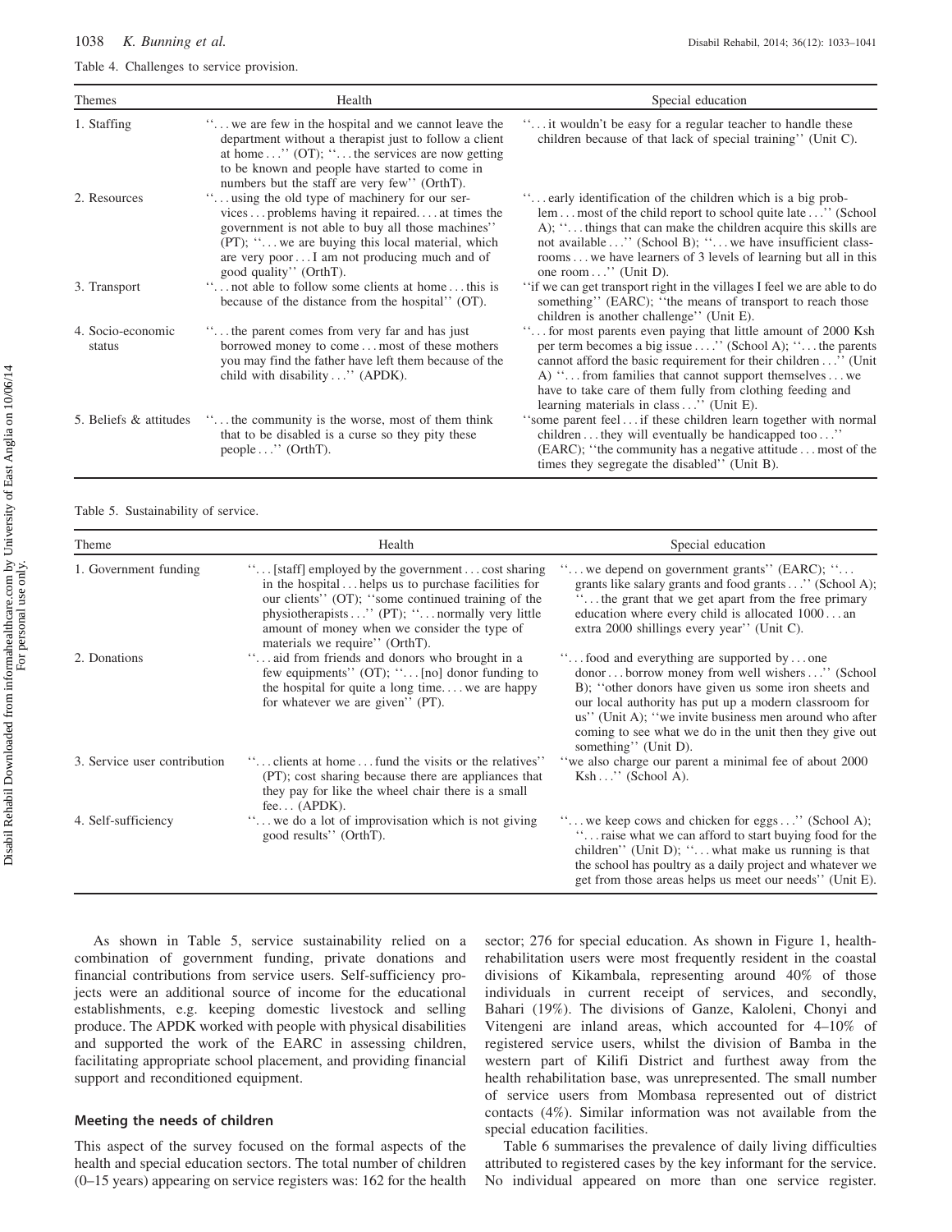Table 4. Challenges to service provision.

| Themes | Health | Special education |
|---|---|---|
| 1. Staffing | ''. . . we are few in the hospital and we cannot leave the department without a therapist just to follow a client at home . . .'' (OT); ''. . . the services are now getting to be known and people have started to come in numbers but the staff are very few'' (OrthT). | ''. . . it wouldn't be easy for a regular teacher to handle these children because of that lack of special training'' (Unit C). |
| 2. Resources | ''. . . using the old type of machinery for our services . . . problems having it repaired. . . . at times the government is not able to buy all those machines'' (PT); ''. . . we are buying this local material, which are very poor . . . I am not producing much and of good quality'' (OrthT). | ''. . . early identification of the children which is a big problem . . . most of the child report to school quite late . . .'' (School A); ''. . . things that can make the children acquire this skills are not available . . .'' (School B); ''. . . we have insufficient classrooms . . . we have learners of 3 levels of learning but all in this one room . . .'' (Unit D). |
| 3. Transport | ''. . . not able to follow some clients at home . . . this is because of the distance from the hospital'' (OT). | ''if we can get transport right in the villages I feel we are able to do something'' (EARC); ''the means of transport to reach those children is another challenge'' (Unit E). |
| 4. Socio-economic status | ''. . . the parent comes from very far and has just borrowed money to come . . . most of these mothers you may find the father have left them because of the child with disability . . .'' (APDK). | ''. . . for most parents even paying that little amount of 2000 Ksh per term becomes a big issue . . . .'' (School A); ''. . . the parents cannot afford the basic requirement for their children . . .'' (Unit A) ''. . . from families that cannot support themselves . . . we have to take care of them fully from clothing feeding and learning materials in class . . .'' (Unit E). |
| 5. Beliefs & attitudes | ''. . . the community is the worse, most of them think that to be disabled is a curse so they pity these people . . .'' (OrthT). | ''some parent feel . . . if these children learn together with normal children . . . they will eventually be handicapped too . . .'' (EARC); ''the community has a negative attitude . . . most of the times they segregate the disabled'' (Unit B). |

Table 5. Sustainability of service.

| Theme | Health | Special education |
|---|---|---|
| 1. Government funding | ''. . . [staff] employed by the government . . . cost sharing in the hospital . . . helps us to purchase facilities for our clients'' (OT); ''some continued training of the physiotherapists . . .'' (PT); ''. . . normally very little amount of money when we consider the type of materials we require'' (OrthT). | ''. . . we depend on government grants'' (EARC); ''. . . grants like salary grants and food grants . . .'' (School A); ''. . . the grant that we get apart from the free primary education where every child is allocated 1000 . . . an extra 2000 shillings every year'' (Unit C). |
| 2. Donations | ''. . . aid from friends and donors who brought in a few equipments'' (OT); ''. . . [no] donor funding to the hospital for quite a long time. . . . we are happy for whatever we are given'' (PT). | ''. . . food and everything are supported by . . . one donor . . . borrow money from well wishers . . .'' (School B); ''other donors have given us some iron sheets and our local authority has put up a modern classroom for us'' (Unit A); ''we invite business men around who after coming to see what we do in the unit then they give out something'' (Unit D). |
| 3. Service user contribution | ''. . . clients at home . . . fund the visits or the relatives'' (PT); cost sharing because there are appliances that they pay for like the wheel chair there is a small fee. . . (APDK). | ''we also charge our parent a minimal fee of about 2000 Ksh . . .'' (School A). |
| 4. Self-sufficiency | ''. . . we do a lot of improvisation which is not giving good results'' (OrthT). | ''. . . we keep cows and chicken for eggs . . .'' (School A); ''. . . raise what we can afford to start buying food for the children'' (Unit D); ''. . . what make us running is that the school has poultry as a daily project and whatever we get from those areas helps us meet our needs'' (Unit E). |

As shown in Table 5, service sustainability relied on a combination of government funding, private donations and financial contributions from service users. Self-sufficiency projects were an additional source of income for the educational establishments, e.g. keeping domestic livestock and selling produce. The APDK worked with people with physical disabilities and supported the work of the EARC in assessing children, facilitating appropriate school placement, and providing financial support and reconditioned equipment.

### Meeting the needs of children

This aspect of the survey focused on the formal aspects of the health and special education sectors. The total number of children (0–15 years) appearing on service registers was: 162 for the health sector; 276 for special education. As shown in Figure 1, health-rehabilitation users were most frequently resident in the coastal divisions of Kikambala, representing around 40% of those individuals in current receipt of services, and secondly, Bahari (19%). The divisions of Ganze, Kaloleni, Chonyi and Vitengeni are inland areas, which accounted for 4–10% of registered service users, whilst the division of Bamba in the western part of Kilifi District and furthest away from the health rehabilitation base, was unrepresented. The small number of service users from Mombasa represented out of district contacts (4%). Similar information was not available from the special education facilities.

Table 6 summarises the prevalence of daily living difficulties attributed to registered cases by the key informant for the service. No individual appeared on more than one service register.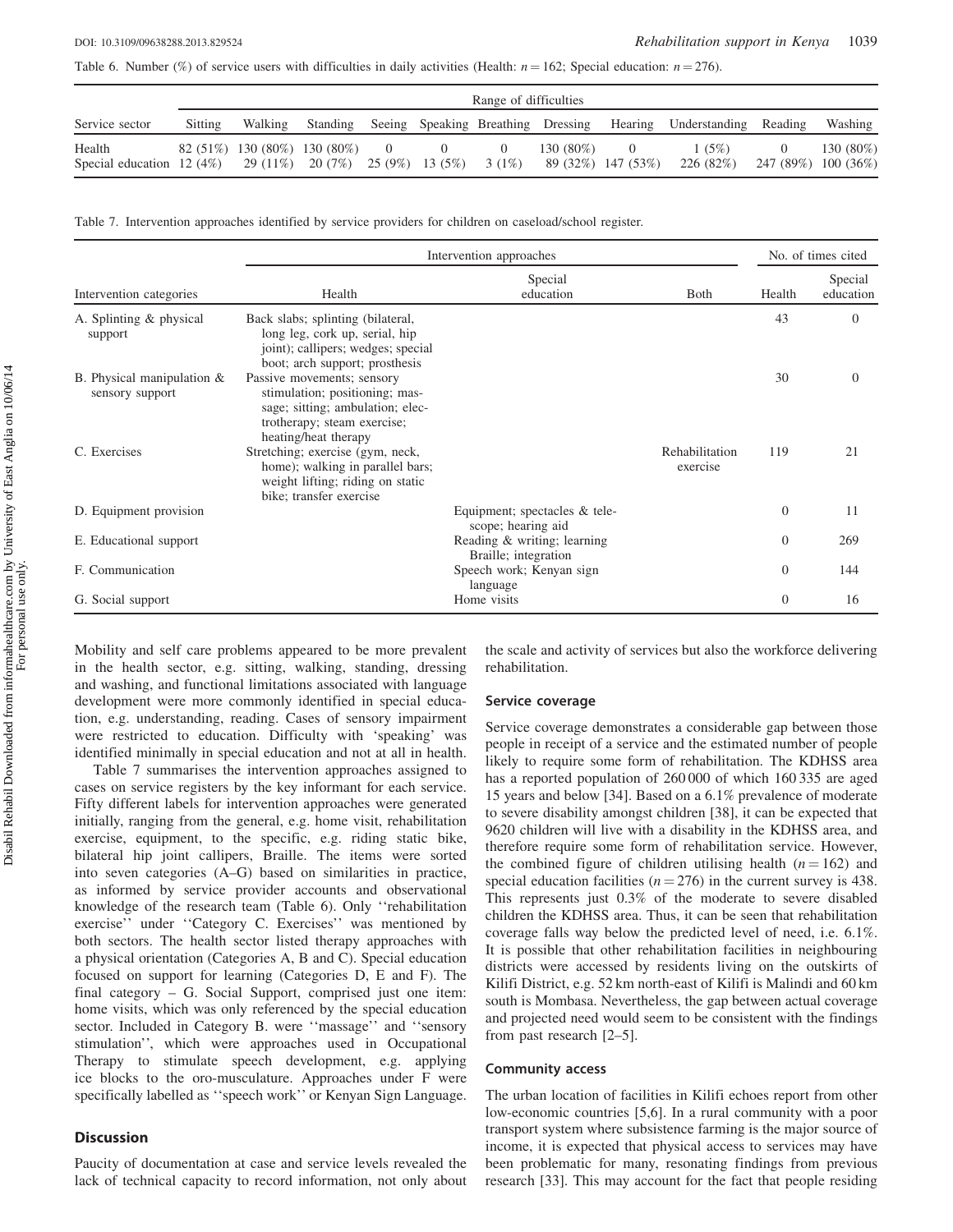Table 6. Number (%) of service users with difficulties in daily activities (Health: $n = 162$; Special education: $n = 276$).

| Service sector | Range of difficulties | | | | | | | | | | |
|---|---|---|---|---|---|---|---|---|---|---|---|
| | Sitting | Walking | Standing | Seeing | Speaking | Breathing | Dressing | Hearing | Understanding | Reading | Washing |
| Health | 82 (51%) | 130 (80%) | 130 (80%) | 0 | 0 | 0 | 130 (80%) | 0 | 1 (5%) | 0 | 130 (80%) |
| Special education | 12 (4%) | 29 (11%) | 20 (7%) | 25 (9%) | 13 (5%) | 3 (1%) | 89 (32%) | 147 (53%) | 226 (82%) | 247 (89%) | 100 (36%) |

Table 7. Intervention approaches identified by service providers for children on caseload/school register.

| Intervention categories | Intervention approaches | | | No. of times cited | |
|---|---|---|---|---|---|
| | Health | Special education | Both | Health | Special education |
| A. Splinting & physical support | Back slabs; splinting (bilateral, long leg, cork up, serial, hip joint); callipers; wedges; special boot; arch support; prosthesis | | | 43 | 0 |
| B. Physical manipulation & sensory support | Passive movements; sensory stimulation; positioning; massage; sitting; ambulation; electrotherapy; steam exercise; heating/heat therapy | | | 30 | 0 |
| C. Exercises | Stretching; exercise (gym, neck, home); walking in parallel bars; weight lifting; riding on static bike; transfer exercise | | Rehabilitation exercise | 119 | 21 |
| D. Equipment provision | | Equipment; spectacles & telescope; hearing aid | | 0 | 11 |
| E. Educational support | | Reading & writing; learning Braille; integration | | 0 | 269 |
| F. Communication | | Speech work; Kenyan sign language | | 0 | 144 |
| G. Social support | | Home visits | | 0 | 16 |

Mobility and self care problems appeared to be more prevalent in the health sector, e.g. sitting, walking, standing, dressing and washing, and functional limitations associated with language development were more commonly identified in special education, e.g. understanding, reading. Cases of sensory impairment were restricted to education. Difficulty with 'speaking' was identified minimally in special education and not at all in health.

Table 7 summarises the intervention approaches assigned to cases on service registers by the key informant for each service. Fifty different labels for intervention approaches were generated initially, ranging from the general, e.g. home visit, rehabilitation exercise, equipment, to the specific, e.g. riding static bike, bilateral hip joint callipers, Braille. The items were sorted into seven categories (A–G) based on similarities in practice, as informed by service provider accounts and observational knowledge of the research team (Table 6). Only ''rehabilitation exercise'' under ''Category C. Exercises'' was mentioned by both sectors. The health sector listed therapy approaches with a physical orientation (Categories A, B and C). Special education focused on support for learning (Categories D, E and F). The final category – G. Social Support, comprised just one item: home visits, which was only referenced by the special education sector. Included in Category B. were ''massage'' and ''sensory stimulation'', which were approaches used in Occupational Therapy to stimulate speech development, e.g. applying ice blocks to the oro-musculature. Approaches under F were specifically labelled as ''speech work'' or Kenyan Sign Language.

## Discussion

Paucity of documentation at case and service levels revealed the lack of technical capacity to record information, not only about the scale and activity of services but also the workforce delivering rehabilitation.

### Service coverage

Service coverage demonstrates a considerable gap between those people in receipt of a service and the estimated number of people likely to require some form of rehabilitation. The KDHSS area has a reported population of 260 000 of which 160 335 are aged 15 years and below [34]. Based on a 6.1% prevalence of moderate to severe disability amongst children [38], it can be expected that 9620 children will live with a disability in the KDHSS area, and therefore require some form of rehabilitation service. However, the combined figure of children utilising health ($n = 162$) and special education facilities ($n = 276$) in the current survey is 438. This represents just 0.3% of the moderate to severe disabled children the KDHSS area. Thus, it can be seen that rehabilitation coverage falls way below the predicted level of need, i.e. 6.1%. It is possible that other rehabilitation facilities in neighbouring districts were accessed by residents living on the outskirts of Kilifi District, e.g. 52 km north-east of Kilifi is Malindi and 60 km south is Mombasa. Nevertheless, the gap between actual coverage and projected need would seem to be consistent with the findings from past research [2–5].

### Community access

The urban location of facilities in Kilifi echoes report from other low-economic countries [5,6]. In a rural community with a poor transport system where subsistence farming is the major source of income, it is expected that physical access to services may have been problematic for many, resonating findings from previous research [33]. This may account for the fact that people residing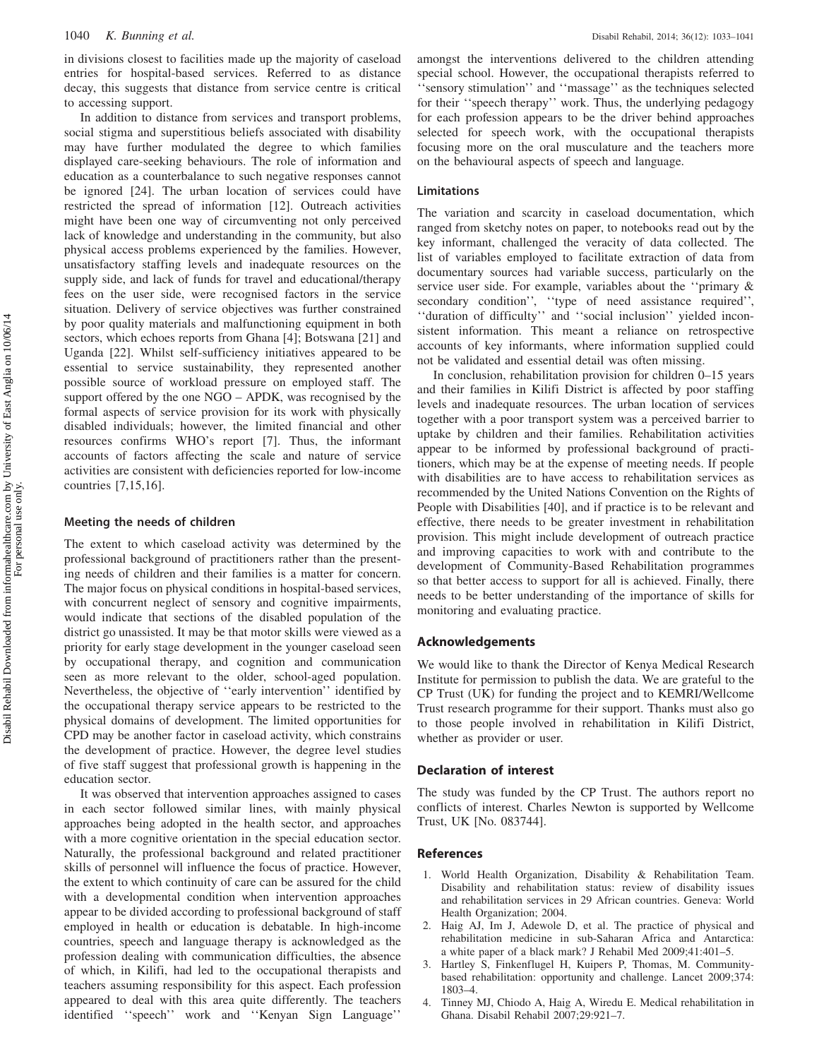in divisions closest to facilities made up the majority of caseload entries for hospital-based services. Referred to as distance decay, this suggests that distance from service centre is critical to accessing support.

In addition to distance from services and transport problems, social stigma and superstitious beliefs associated with disability may have further modulated the degree to which families displayed care-seeking behaviours. The role of information and education as a counterbalance to such negative responses cannot be ignored [24]. The urban location of services could have restricted the spread of information [12]. Outreach activities might have been one way of circumventing not only perceived lack of knowledge and understanding in the community, but also physical access problems experienced by the families. However, unsatisfactory staffing levels and inadequate resources on the supply side, and lack of funds for travel and educational/therapy fees on the user side, were recognised factors in the service situation. Delivery of service objectives was further constrained by poor quality materials and malfunctioning equipment in both sectors, which echoes reports from Ghana [4]; Botswana [21] and Uganda [22]. Whilst self-sufficiency initiatives appeared to be essential to service sustainability, they represented another possible source of workload pressure on employed staff. The support offered by the one NGO – APDK, was recognised by the formal aspects of service provision for its work with physically disabled individuals; however, the limited financial and other resources confirms WHO's report [7]. Thus, the informant accounts of factors affecting the scale and nature of service activities are consistent with deficiencies reported for low-income countries [7,15,16].

### Meeting the needs of children

The extent to which caseload activity was determined by the professional background of practitioners rather than the presenting needs of children and their families is a matter for concern. The major focus on physical conditions in hospital-based services, with concurrent neglect of sensory and cognitive impairments, would indicate that sections of the disabled population of the district go unassisted. It may be that motor skills were viewed as a priority for early stage development in the younger caseload seen by occupational therapy, and cognition and communication seen as more relevant to the older, school-aged population. Nevertheless, the objective of ''early intervention'' identified by the occupational therapy service appears to be restricted to the physical domains of development. The limited opportunities for CPD may be another factor in caseload activity, which constrains the development of practice. However, the degree level studies of five staff suggest that professional growth is happening in the education sector.

It was observed that intervention approaches assigned to cases in each sector followed similar lines, with mainly physical approaches being adopted in the health sector, and approaches with a more cognitive orientation in the special education sector. Naturally, the professional background and related practitioner skills of personnel will influence the focus of practice. However, the extent to which continuity of care can be assured for the child with a developmental condition when intervention approaches appear to be divided according to professional background of staff employed in health or education is debatable. In high-income countries, speech and language therapy is acknowledged as the profession dealing with communication difficulties, the absence of which, in Kilifi, had led to the occupational therapists and teachers assuming responsibility for this aspect. Each profession appeared to deal with this area quite differently. The teachers identified ''speech'' work and ''Kenyan Sign Language'' amongst the interventions delivered to the children attending special school. However, the occupational therapists referred to ''sensory stimulation'' and ''massage'' as the techniques selected for their ''speech therapy'' work. Thus, the underlying pedagogy for each profession appears to be the driver behind approaches selected for speech work, with the occupational therapists focusing more on the oral musculature and the teachers more on the behavioural aspects of speech and language.

### Limitations

The variation and scarcity in caseload documentation, which ranged from sketchy notes on paper, to notebooks read out by the key informant, challenged the veracity of data collected. The list of variables employed to facilitate extraction of data from documentary sources had variable success, particularly on the service user side. For example, variables about the ''primary & secondary condition'', ''type of need assistance required'', ''duration of difficulty'' and ''social inclusion'' yielded inconsistent information. This meant a reliance on retrospective accounts of key informants, where information supplied could not be validated and essential detail was often missing.

In conclusion, rehabilitation provision for children 0–15 years and their families in Kilifi District is affected by poor staffing levels and inadequate resources. The urban location of services together with a poor transport system was a perceived barrier to uptake by children and their families. Rehabilitation activities appear to be informed by professional background of practitioners, which may be at the expense of meeting needs. If people with disabilities are to have access to rehabilitation services as recommended by the United Nations Convention on the Rights of People with Disabilities [40], and if practice is to be relevant and effective, there needs to be greater investment in rehabilitation provision. This might include development of outreach practice and improving capacities to work with and contribute to the development of Community-Based Rehabilitation programmes so that better access to support for all is achieved. Finally, there needs to be better understanding of the importance of skills for monitoring and evaluating practice.

## Acknowledgements

We would like to thank the Director of Kenya Medical Research Institute for permission to publish the data. We are grateful to the CP Trust (UK) for funding the project and to KEMRI/Wellcome Trust research programme for their support. Thanks must also go to those people involved in rehabilitation in Kilifi District, whether as provider or user.

## Declaration of interest

The study was funded by the CP Trust. The authors report no conflicts of interest. Charles Newton is supported by Wellcome Trust, UK [No. 083744].

## References

1. World Health Organization, Disability & Rehabilitation Team. Disability and rehabilitation status: review of disability issues and rehabilitation services in 29 African countries. Geneva: World Health Organization; 2004.
2. Haig AJ, Im J, Adewole D, et al. The practice of physical and rehabilitation medicine in sub-Saharan Africa and Antarctica: a white paper of a black mark? J Rehabil Med 2009;41:401–5.
3. Hartley S, Finkenflugel H, Kuipers P, Thomas, M. Community-based rehabilitation: opportunity and challenge. Lancet 2009;374: 1803–4.
4. Tinney MJ, Chiodo A, Haig A, Wiredu E. Medical rehabilitation in Ghana. Disabil Rehabil 2007;29:921–7.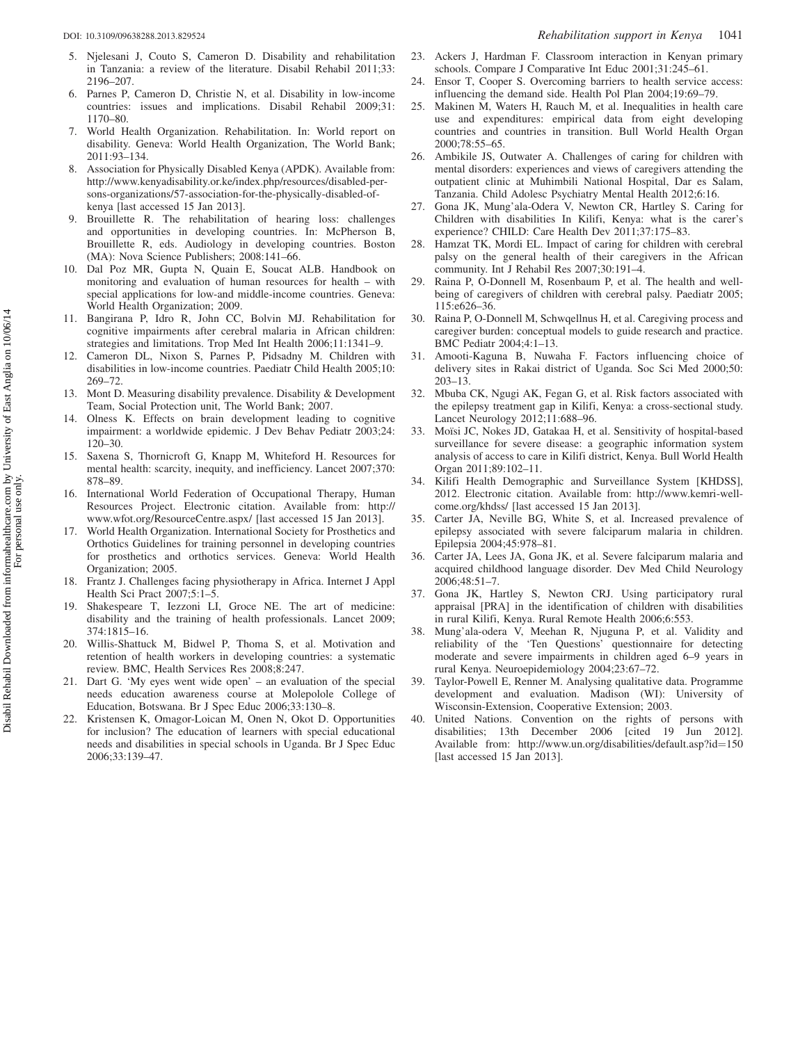5. Njelesani J, Couto S, Cameron D. Disability and rehabilitation in Tanzania: a review of the literature. Disabil Rehabil 2011;33: 2196–207.
6. Parnes P, Cameron D, Christie N, et al. Disability in low-income countries: issues and implications. Disabil Rehabil 2009;31: 1170–80.
7. World Health Organization. Rehabilitation. In: World report on disability. Geneva: World Health Organization, The World Bank; 2011:93–134.
8. Association for Physically Disabled Kenya (APDK). Available from: http://www.kenyadisability.or.ke/index.php/resources/disabled-persons-organizations/57-association-for-the-physically-disabled-of-kenya [last accessed 15 Jan 2013].
9. Brouillette R. The rehabilitation of hearing loss: challenges and opportunities in developing countries. In: McPherson B, Brouillette R, eds. Audiology in developing countries. Boston (MA): Nova Science Publishers; 2008:141–66.
10. Dal Poz MR, Gupta N, Quain E, Soucat ALB. Handbook on monitoring and evaluation of human resources for health – with special applications for low-and middle-income countries. Geneva: World Health Organization; 2009.
11. Bangirana P, Idro R, John CC, Bolvin MJ. Rehabilitation for cognitive impairments after cerebral malaria in African children: strategies and limitations. Trop Med Int Health 2006;11:1341–9.
12. Cameron DL, Nixon S, Parnes P, Pidsadny M. Children with disabilities in low-income countries. Paediatr Child Health 2005;10: 269–72.
13. Mont D. Measuring disability prevalence. Disability & Development Team, Social Protection unit, The World Bank; 2007.
14. Olness K. Effects on brain development leading to cognitive impairment: a worldwide epidemic. J Dev Behav Pediatr 2003;24: 120–30.
15. Saxena S, Thornicroft G, Knapp M, Whiteford H. Resources for mental health: scarcity, inequity, and inefficiency. Lancet 2007;370: 878–89.
16. International World Federation of Occupational Therapy, Human Resources Project. Electronic citation. Available from: http://www.wfot.org/ResourceCentre.aspx/ [last accessed 15 Jan 2013].
17. World Health Organization. International Society for Prosthetics and Orthotics Guidelines for training personnel in developing countries for prosthetics and orthotics services. Geneva: World Health Organization; 2005.
18. Frantz J. Challenges facing physiotherapy in Africa. Internet J Appl Health Sci Pract 2007;5:1–5.
19. Shakespeare T, Iezzoni LI, Groce NE. The art of medicine: disability and the training of health professionals. Lancet 2009; 374:1815–16.
20. Willis-Shattuck M, Bidwel P, Thoma S, et al. Motivation and retention of health workers in developing countries: a systematic review. BMC, Health Services Res 2008;8:247.
21. Dart G. 'My eyes went wide open' – an evaluation of the special needs education awareness course at Molepolole College of Education, Botswana. Br J Spec Educ 2006;33:130–8.
22. Kristensen K, Omagor-Loican M, Onen N, Okot D. Opportunities for inclusion? The education of learners with special educational needs and disabilities in special schools in Uganda. Br J Spec Educ 2006;33:139–47.
23. Ackers J, Hardman F. Classroom interaction in Kenyan primary schools. Compare J Comparative Int Educ 2001;31:245–61.
24. Ensor T, Cooper S. Overcoming barriers to health service access: influencing the demand side. Health Pol Plan 2004;19:69–79.
25. Makinen M, Waters H, Rauch M, et al. Inequalities in health care use and expenditures: empirical data from eight developing countries and countries in transition. Bull World Health Organ 2000;78:55–65.
26. Ambikile JS, Outwater A. Challenges of caring for children with mental disorders: experiences and views of caregivers attending the outpatient clinic at Muhimbili National Hospital, Dar es Salam, Tanzania. Child Adolesc Psychiatry Mental Health 2012;6:16.
27. Gona JK, Mung'ala-Odera V, Newton CR, Hartley S. Caring for Children with disabilities In Kilifi, Kenya: what is the carer's experience? CHILD: Care Health Dev 2011;37:175–83.
28. Hamzat TK, Mordi EL. Impact of caring for children with cerebral palsy on the general health of their caregivers in the African community. Int J Rehabil Res 2007;30:191–4.
29. Raina P, O-Donnell M, Rosenbaum P, et al. The health and well-being of caregivers of children with cerebral palsy. Paediatr 2005; 115:e626–36.
30. Raina P, O-Donnell M, Schwqellnus H, et al. Caregiving process and caregiver burden: conceptual models to guide research and practice. BMC Pediatr 2004;4:1–13.
31. Amooti-Kaguna B, Nuwaha F. Factors influencing choice of delivery sites in Rakai district of Uganda. Soc Sci Med 2000;50: 203–13.
32. Mbuba CK, Ngugi AK, Fegan G, et al. Risk factors associated with the epilepsy treatment gap in Kilifi, Kenya: a cross-sectional study. Lancet Neurology 2012;11:688–96.
33. Moïsi JC, Nokes JD, Gatakaa H, et al. Sensitivity of hospital-based surveillance for severe disease: a geographic information system analysis of access to care in Kilifi district, Kenya. Bull World Health Organ 2011;89:102–11.
34. Kilifi Health Demographic and Surveillance System [KHDSS], 2012. Electronic citation. Available from: http://www.kemri-wellcome.org/khdss/ [last accessed 15 Jan 2013].
35. Carter JA, Neville BG, White S, et al. Increased prevalence of epilepsy associated with severe falciparum malaria in children. Epilepsia 2004;45:978–81.
36. Carter JA, Lees JA, Gona JK, et al. Severe falciparum malaria and acquired childhood language disorder. Dev Med Child Neurology 2006;48:51–7.
37. Gona JK, Hartley S, Newton CRJ. Using participatory rural appraisal [PRA] in the identification of children with disabilities in rural Kilifi, Kenya. Rural Remote Health 2006;6:553.
38. Mung'ala-odera V, Meehan R, Njuguna P, et al. Validity and reliability of the 'Ten Questions' questionnaire for detecting moderate and severe impairments in children aged 6–9 years in rural Kenya. Neuroepidemiology 2004;23:67–72.
39. Taylor-Powell E, Renner M. Analysing qualitative data. Programme development and evaluation. Madison (WI): University of Wisconsin-Extension, Cooperative Extension; 2003.
40. United Nations. Convention on the rights of persons with disabilities; 13th December 2006 [cited 19 Jun 2012]. Available from: http://www.un.org/disabilities/default.asp?id=150 [last accessed 15 Jan 2013].